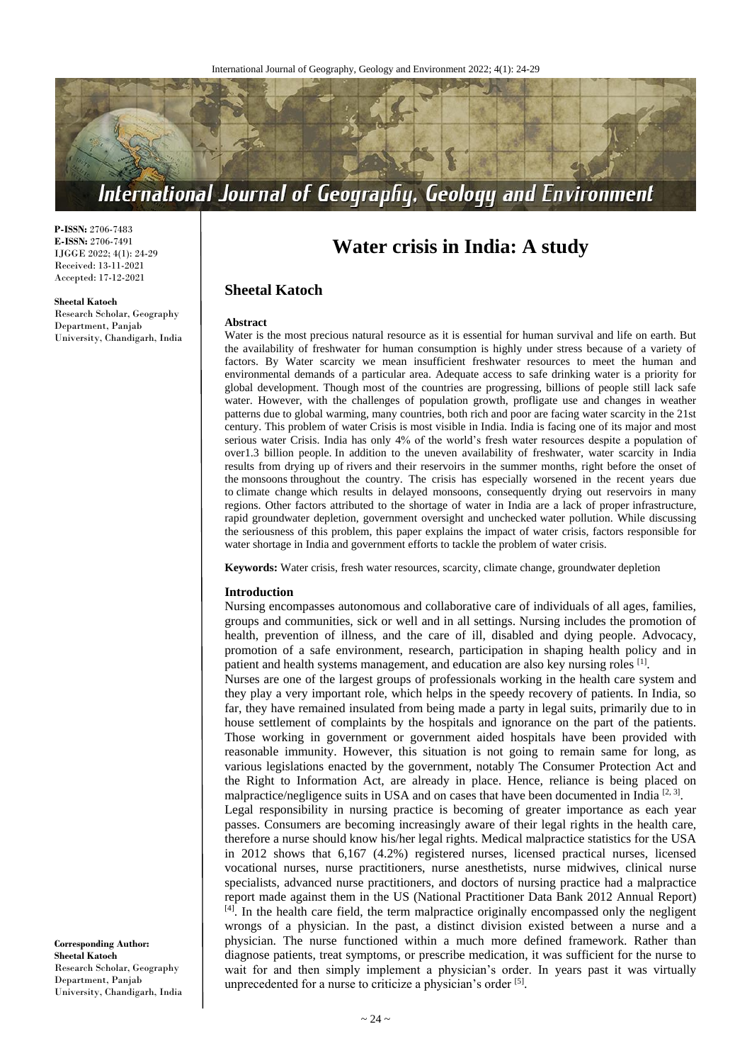**P-ISSN:** 2706-7483
**E-ISSN:** 2706-7491
IJGGE 2022; 4(1): 24-29
Received: 13-11-2021
Accepted: 17-12-2021

**Sheetal Katoch**
Research Scholar, Geography Department, Panjab University, Chandigarh, India

**Corresponding Author:**
**Sheetal Katoch**
Research Scholar, Geography Department, Panjab University, Chandigarh, India

# Water crisis in India: A study

## Sheetal Katoch

### Abstract

Water is the most precious natural resource as it is essential for human survival and life on earth. But the availability of freshwater for human consumption is highly under stress because of a variety of factors. By Water scarcity we mean insufficient freshwater resources to meet the human and environmental demands of a particular area. Adequate access to safe drinking water is a priority for global development. Though most of the countries are progressing, billions of people still lack safe water. However, with the challenges of population growth, profligate use and changes in weather patterns due to global warming, many countries, both rich and poor are facing water scarcity in the 21st century. This problem of water Crisis is most visible in India. India is facing one of its major and most serious water Crisis. India has only 4% of the world's fresh water resources despite a population of over1.3 billion people. In addition to the uneven availability of freshwater, water scarcity in India results from drying up of rivers and their reservoirs in the summer months, right before the onset of the monsoons throughout the country. The crisis has especially worsened in the recent years due to climate change which results in delayed monsoons, consequently drying out reservoirs in many regions. Other factors attributed to the shortage of water in India are a lack of proper infrastructure, rapid groundwater depletion, government oversight and unchecked water pollution. While discussing the seriousness of this problem, this paper explains the impact of water crisis, factors responsible for water shortage in India and government efforts to tackle the problem of water crisis.

**Keywords:** Water crisis, fresh water resources, scarcity, climate change, groundwater depletion

### Introduction

Nursing encompasses autonomous and collaborative care of individuals of all ages, families, groups and communities, sick or well and in all settings. Nursing includes the promotion of health, prevention of illness, and the care of ill, disabled and dying people. Advocacy, promotion of a safe environment, research, participation in shaping health policy and in patient and health systems management, and education are also key nursing roles [1].

Nurses are one of the largest groups of professionals working in the health care system and they play a very important role, which helps in the speedy recovery of patients. In India, so far, they have remained insulated from being made a party in legal suits, primarily due to in house settlement of complaints by the hospitals and ignorance on the part of the patients. Those working in government or government aided hospitals have been provided with reasonable immunity. However, this situation is not going to remain same for long, as various legislations enacted by the government, notably The Consumer Protection Act and the Right to Information Act, are already in place. Hence, reliance is being placed on malpractice/negligence suits in USA and on cases that have been documented in India [2, 3].

Legal responsibility in nursing practice is becoming of greater importance as each year passes. Consumers are becoming increasingly aware of their legal rights in the health care, therefore a nurse should know his/her legal rights. Medical malpractice statistics for the USA in 2012 shows that 6,167 (4.2%) registered nurses, licensed practical nurses, licensed vocational nurses, nurse practitioners, nurse anesthetists, nurse midwives, clinical nurse specialists, advanced nurse practitioners, and doctors of nursing practice had a malpractice report made against them in the US (National Practitioner Data Bank 2012 Annual Report) [4]. In the health care field, the term malpractice originally encompassed only the negligent wrongs of a physician. In the past, a distinct division existed between a nurse and a physician. The nurse functioned within a much more defined framework. Rather than diagnose patients, treat symptoms, or prescribe medication, it was sufficient for the nurse to wait for and then simply implement a physician's order. In years past it was virtually unprecedented for a nurse to criticize a physician's order [5].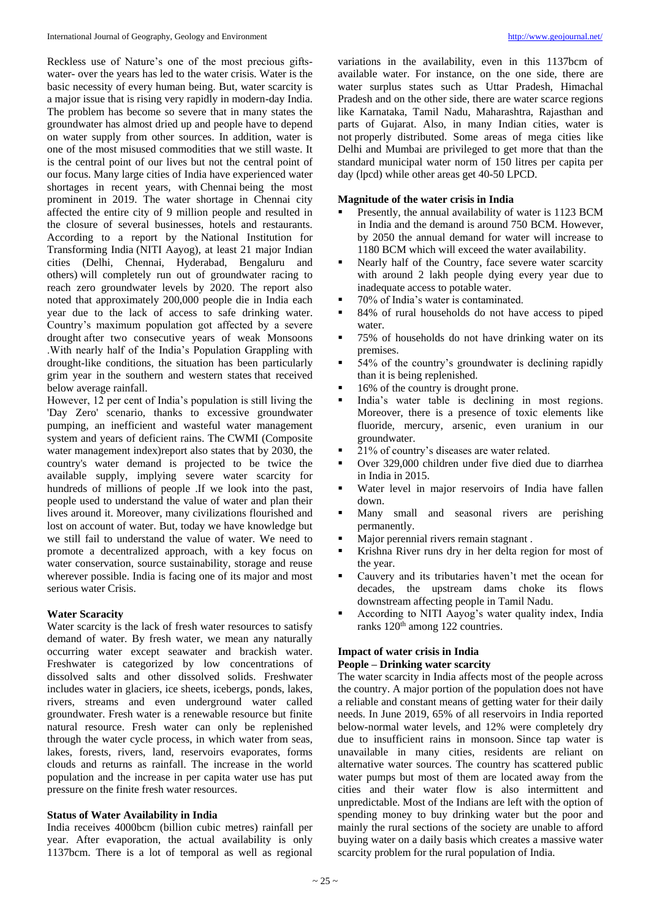Reckless use of Nature's one of the most precious gifts-water- over the years has led to the water crisis. Water is the basic necessity of every human being. But, water scarcity is a major issue that is rising very rapidly in modern-day India. The problem has become so severe that in many states the groundwater has almost dried up and people have to depend on water supply from other sources. In addition, water is one of the most misused commodities that we still waste. It is the central point of our lives but not the central point of our focus. Many large cities of India have experienced water shortages in recent years, with Chennai being the most prominent in 2019. The water shortage in Chennai city affected the entire city of 9 million people and resulted in the closure of several businesses, hotels and restaurants. According to a report by the National Institution for Transforming India (NITI Aayog), at least 21 major Indian cities (Delhi, Chennai, Hyderabad, Bengaluru and others) will completely run out of groundwater racing to reach zero groundwater levels by 2020. The report also noted that approximately 200,000 people die in India each year due to the lack of access to safe drinking water. Country's maximum population got affected by a severe drought after two consecutive years of weak Monsoons .With nearly half of the India's Population Grappling with drought-like conditions, the situation has been particularly grim year in the southern and western states that received below average rainfall.

However, 12 per cent of India's population is still living the 'Day Zero' scenario, thanks to excessive groundwater pumping, an inefficient and wasteful water management system and years of deficient rains. The CWMI (Composite water management index)report also states that by 2030, the country's water demand is projected to be twice the available supply, implying severe water scarcity for hundreds of millions of people .If we look into the past, people used to understand the value of water and plan their lives around it. Moreover, many civilizations flourished and lost on account of water. But, today we have knowledge but we still fail to understand the value of water. We need to promote a decentralized approach, with a key focus on water conservation, source sustainability, storage and reuse wherever possible. India is facing one of its major and most serious water Crisis.

**Water Scaracity**

Water scarcity is the lack of fresh water resources to satisfy demand of water. By fresh water, we mean any naturally occurring water except seawater and brackish water. Freshwater is categorized by low concentrations of dissolved salts and other dissolved solids. Freshwater includes water in glaciers, ice sheets, icebergs, ponds, lakes, rivers, streams and even underground water called groundwater. Fresh water is a renewable resource but finite natural resource. Fresh water can only be replenished through the water cycle process, in which water from seas, lakes, forests, rivers, land, reservoirs evaporates, forms clouds and returns as rainfall. The increase in the world population and the increase in per capita water use has put pressure on the finite fresh water resources.

**Status of Water Availability in India**

India receives 4000bcm (billion cubic metres) rainfall per year. After evaporation, the actual availability is only 1137bcm. There is a lot of temporal as well as regional variations in the availability, even in this 1137bcm of available water. For instance, on the one side, there are water surplus states such as Uttar Pradesh, Himachal Pradesh and on the other side, there are water scarce regions like Karnataka, Tamil Nadu, Maharashtra, Rajasthan and parts of Gujarat. Also, in many Indian cities, water is not properly distributed. Some areas of mega cities like Delhi and Mumbai are privileged to get more that than the standard municipal water norm of 150 litres per capita per day (lpcd) while other areas get 40-50 LPCD.

**Magnitude of the water crisis in India**

- Presently, the annual availability of water is 1123 BCM in India and the demand is around 750 BCM. However, by 2050 the annual demand for water will increase to 1180 BCM which will exceed the water availability.
- Nearly half of the Country, face severe water scarcity with around 2 lakh people dying every year due to inadequate access to potable water.
- 70% of India's water is contaminated.
- 84% of rural households do not have access to piped water.
- 75% of households do not have drinking water on its premises.
- 54% of the country's groundwater is declining rapidly than it is being replenished.
- 16% of the country is drought prone.
- India's water table is declining in most regions. Moreover, there is a presence of toxic elements like fluoride, mercury, arsenic, even uranium in our groundwater.
- 21% of country's diseases are water related.
- Over 329,000 children under five died due to diarrhea in India in 2015.
- Water level in major reservoirs of India have fallen down.
- Many small and seasonal rivers are perishing permanently.
- Major perennial rivers remain stagnant .
- Krishna River runs dry in her delta region for most of the year.
- Cauvery and its tributaries haven't met the ocean for decades, the upstream dams choke its flows downstream affecting people in Tamil Nadu.
- According to NITI Aayog's water quality index, India ranks 120th among 122 countries.

**Impact of water crisis in India**

**People – Drinking water scarcity**

The water scarcity in India affects most of the people across the country. A major portion of the population does not have a reliable and constant means of getting water for their daily needs. In June 2019, 65% of all reservoirs in India reported below-normal water levels, and 12% were completely dry due to insufficient rains in monsoon. Since tap water is unavailable in many cities, residents are reliant on alternative water sources. The country has scattered public water pumps but most of them are located away from the cities and their water flow is also intermittent and unpredictable. Most of the Indians are left with the option of spending money to buy drinking water but the poor and mainly the rural sections of the society are unable to afford buying water on a daily basis which creates a massive water scarcity problem for the rural population of India.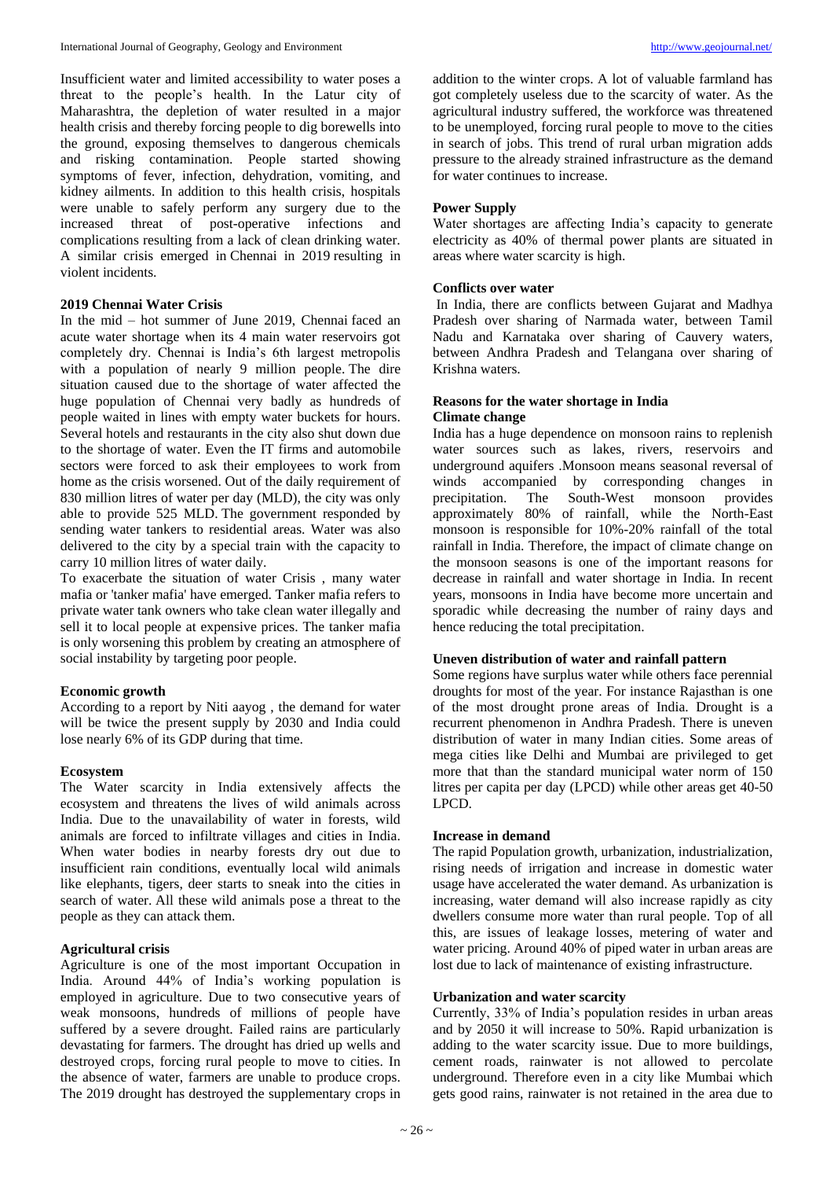Insufficient water and limited accessibility to water poses a threat to the people's health. In the Latur city of Maharashtra, the depletion of water resulted in a major health crisis and thereby forcing people to dig borewells into the ground, exposing themselves to dangerous chemicals and risking contamination. People started showing symptoms of fever, infection, dehydration, vomiting, and kidney ailments. In addition to this health crisis, hospitals were unable to safely perform any surgery due to the increased threat of post-operative infections and complications resulting from a lack of clean drinking water. A similar crisis emerged in Chennai in 2019 resulting in violent incidents.

**2019 Chennai Water Crisis**

In the mid – hot summer of June 2019, Chennai faced an acute water shortage when its 4 main water reservoirs got completely dry. Chennai is India's 6th largest metropolis with a population of nearly 9 million people. The dire situation caused due to the shortage of water affected the huge population of Chennai very badly as hundreds of people waited in lines with empty water buckets for hours. Several hotels and restaurants in the city also shut down due to the shortage of water. Even the IT firms and automobile sectors were forced to ask their employees to work from home as the crisis worsened. Out of the daily requirement of 830 million litres of water per day (MLD), the city was only able to provide 525 MLD. The government responded by sending water tankers to residential areas. Water was also delivered to the city by a special train with the capacity to carry 10 million litres of water daily.

To exacerbate the situation of water Crisis , many water mafia or 'tanker mafia' have emerged. Tanker mafia refers to private water tank owners who take clean water illegally and sell it to local people at expensive prices. The tanker mafia is only worsening this problem by creating an atmosphere of social instability by targeting poor people.

**Economic growth**

According to a report by Niti aayog , the demand for water will be twice the present supply by 2030 and India could lose nearly 6% of its GDP during that time.

**Ecosystem**

The Water scarcity in India extensively affects the ecosystem and threatens the lives of wild animals across India. Due to the unavailability of water in forests, wild animals are forced to infiltrate villages and cities in India. When water bodies in nearby forests dry out due to insufficient rain conditions, eventually local wild animals like elephants, tigers, deer starts to sneak into the cities in search of water. All these wild animals pose a threat to the people as they can attack them.

**Agricultural crisis**

Agriculture is one of the most important Occupation in India. Around 44% of India's working population is employed in agriculture. Due to two consecutive years of weak monsoons, hundreds of millions of people have suffered by a severe drought. Failed rains are particularly devastating for farmers. The drought has dried up wells and destroyed crops, forcing rural people to move to cities. In the absence of water, farmers are unable to produce crops. The 2019 drought has destroyed the supplementary crops in addition to the winter crops. A lot of valuable farmland has got completely useless due to the scarcity of water. As the agricultural industry suffered, the workforce was threatened to be unemployed, forcing rural people to move to the cities in search of jobs. This trend of rural urban migration adds pressure to the already strained infrastructure as the demand for water continues to increase.

**Power Supply**

Water shortages are affecting India's capacity to generate electricity as 40% of thermal power plants are situated in areas where water scarcity is high.

**Conflicts over water**

In India, there are conflicts between Gujarat and Madhya Pradesh over sharing of Narmada water, between Tamil Nadu and Karnataka over sharing of Cauvery waters, between Andhra Pradesh and Telangana over sharing of Krishna waters.

**Reasons for the water shortage in India**

**Climate change**

India has a huge dependence on monsoon rains to replenish water sources such as lakes, rivers, reservoirs and underground aquifers .Monsoon means seasonal reversal of winds accompanied by corresponding changes in precipitation. The South-West monsoon provides approximately 80% of rainfall, while the North-East monsoon is responsible for 10%-20% rainfall of the total rainfall in India. Therefore, the impact of climate change on the monsoon seasons is one of the important reasons for decrease in rainfall and water shortage in India. In recent years, monsoons in India have become more uncertain and sporadic while decreasing the number of rainy days and hence reducing the total precipitation.

**Uneven distribution of water and rainfall pattern**

Some regions have surplus water while others face perennial droughts for most of the year. For instance Rajasthan is one of the most drought prone areas of India. Drought is a recurrent phenomenon in Andhra Pradesh. There is uneven distribution of water in many Indian cities. Some areas of mega cities like Delhi and Mumbai are privileged to get more that than the standard municipal water norm of 150 litres per capita per day (LPCD) while other areas get 40-50 LPCD.

**Increase in demand**

The rapid Population growth, urbanization, industrialization, rising needs of irrigation and increase in domestic water usage have accelerated the water demand. As urbanization is increasing, water demand will also increase rapidly as city dwellers consume more water than rural people. Top of all this, are issues of leakage losses, metering of water and water pricing. Around 40% of piped water in urban areas are lost due to lack of maintenance of existing infrastructure.

**Urbanization and water scarcity**

Currently, 33% of India's population resides in urban areas and by 2050 it will increase to 50%. Rapid urbanization is adding to the water scarcity issue. Due to more buildings, cement roads, rainwater is not allowed to percolate underground. Therefore even in a city like Mumbai which gets good rains, rainwater is not retained in the area due to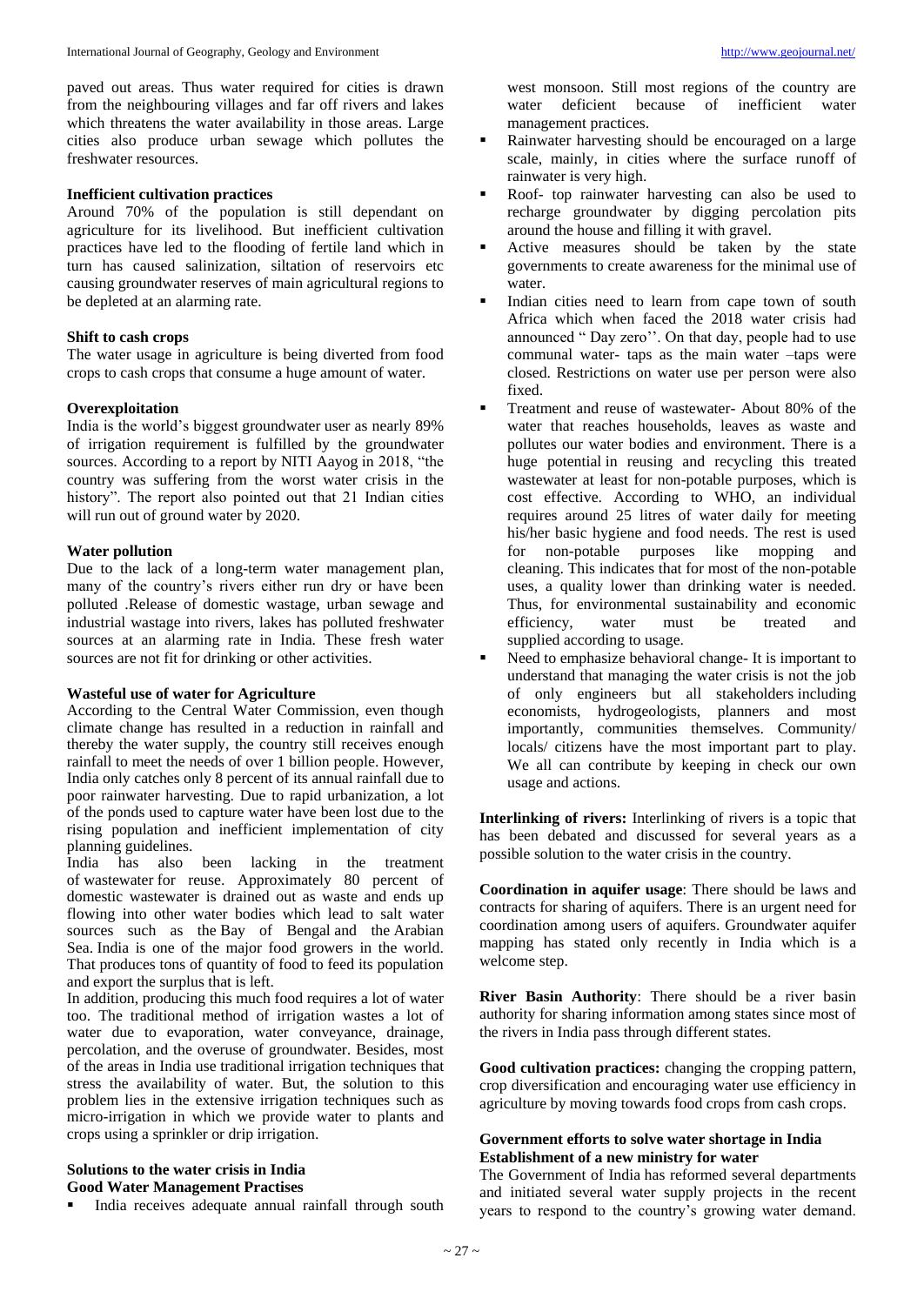paved out areas. Thus water required for cities is drawn from the neighbouring villages and far off rivers and lakes which threatens the water availability in those areas. Large cities also produce urban sewage which pollutes the freshwater resources.

**Inefficient cultivation practices**

Around 70% of the population is still dependant on agriculture for its livelihood. But inefficient cultivation practices have led to the flooding of fertile land which in turn has caused salinization, siltation of reservoirs etc causing groundwater reserves of main agricultural regions to be depleted at an alarming rate.

**Shift to cash crops**

The water usage in agriculture is being diverted from food crops to cash crops that consume a huge amount of water.

**Overexploitation**

India is the world's biggest groundwater user as nearly 89% of irrigation requirement is fulfilled by the groundwater sources. According to a report by NITI Aayog in 2018, "the country was suffering from the worst water crisis in the history". The report also pointed out that 21 Indian cities will run out of ground water by 2020.

**Water pollution**

Due to the lack of a long-term water management plan, many of the country's rivers either run dry or have been polluted .Release of domestic wastage, urban sewage and industrial wastage into rivers, lakes has polluted freshwater sources at an alarming rate in India. These fresh water sources are not fit for drinking or other activities.

**Wasteful use of water for Agriculture**

According to the Central Water Commission, even though climate change has resulted in a reduction in rainfall and thereby the water supply, the country still receives enough rainfall to meet the needs of over 1 billion people. However, India only catches only 8 percent of its annual rainfall due to poor rainwater harvesting. Due to rapid urbanization, a lot of the ponds used to capture water have been lost due to the rising population and inefficient implementation of city planning guidelines.

India has also been lacking in the treatment of wastewater for reuse. Approximately 80 percent of domestic wastewater is drained out as waste and ends up flowing into other water bodies which lead to salt water sources such as the Bay of Bengal and the Arabian Sea. India is one of the major food growers in the world. That produces tons of quantity of food to feed its population and export the surplus that is left.

In addition, producing this much food requires a lot of water too. The traditional method of irrigation wastes a lot of water due to evaporation, water conveyance, drainage, percolation, and the overuse of groundwater. Besides, most of the areas in India use traditional irrigation techniques that stress the availability of water. But, the solution to this problem lies in the extensive irrigation techniques such as micro-irrigation in which we provide water to plants and crops using a sprinkler or drip irrigation.

**Solutions to the water crisis in India**
**Good Water Management Practises**

- India receives adequate annual rainfall through south west monsoon. Still most regions of the country are water deficient because of inefficient water management practices.
- Rainwater harvesting should be encouraged on a large scale, mainly, in cities where the surface runoff of rainwater is very high.
- Roof- top rainwater harvesting can also be used to recharge groundwater by digging percolation pits around the house and filling it with gravel.
- Active measures should be taken by the state governments to create awareness for the minimal use of water.
- Indian cities need to learn from cape town of south Africa which when faced the 2018 water crisis had announced " Day zero''. On that day, people had to use communal water- taps as the main water –taps were closed. Restrictions on water use per person were also fixed.
- Treatment and reuse of wastewater- About 80% of the water that reaches households, leaves as waste and pollutes our water bodies and environment. There is a huge potential in reusing and recycling this treated wastewater at least for non-potable purposes, which is cost effective. According to WHO, an individual requires around 25 litres of water daily for meeting his/her basic hygiene and food needs. The rest is used for non-potable purposes like mopping and cleaning. This indicates that for most of the non-potable uses, a quality lower than drinking water is needed. Thus, for environmental sustainability and economic efficiency, water must be treated and supplied according to usage.
- Need to emphasize behavioral change- It is important to understand that managing the water crisis is not the job of only engineers but all stakeholders including economists, hydrogeologists, planners and most importantly, communities themselves. Community/ locals/ citizens have the most important part to play. We all can contribute by keeping in check our own usage and actions.

**Interlinking of rivers:** Interlinking of rivers is a topic that has been debated and discussed for several years as a possible solution to the water crisis in the country.

**Coordination in aquifer usage**: There should be laws and contracts for sharing of aquifers. There is an urgent need for coordination among users of aquifers. Groundwater aquifer mapping has stated only recently in India which is a welcome step.

**River Basin Authority**: There should be a river basin authority for sharing information among states since most of the rivers in India pass through different states.

**Good cultivation practices:** changing the cropping pattern, crop diversification and encouraging water use efficiency in agriculture by moving towards food crops from cash crops.

**Government efforts to solve water shortage in India**
**Establishment of a new ministry for water**

The Government of India has reformed several departments and initiated several water supply projects in the recent years to respond to the country's growing water demand.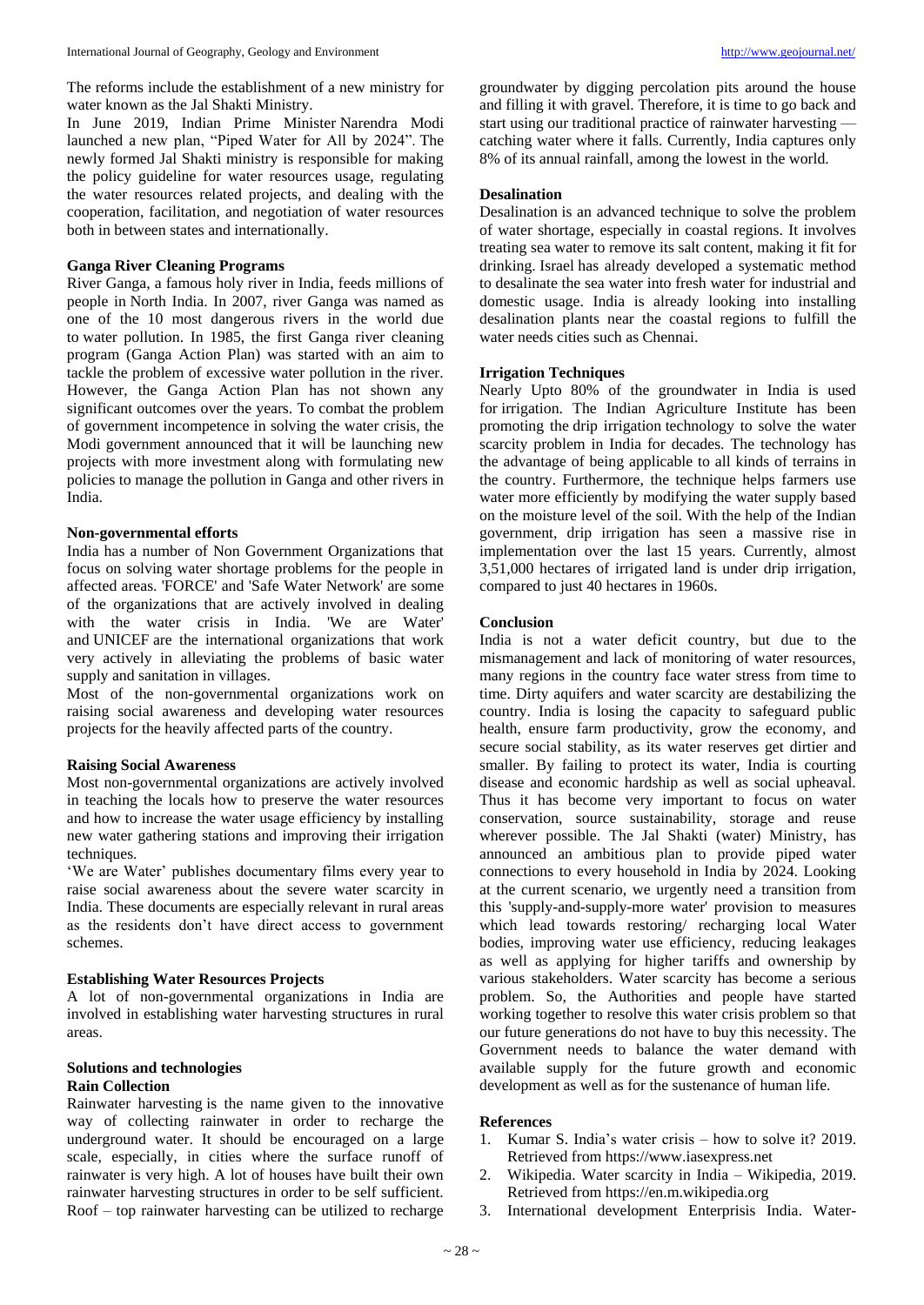The reforms include the establishment of a new ministry for water known as the Jal Shakti Ministry.

In June 2019, Indian Prime Minister Narendra Modi launched a new plan, "Piped Water for All by 2024". The newly formed Jal Shakti ministry is responsible for making the policy guideline for water resources usage, regulating the water resources related projects, and dealing with the cooperation, facilitation, and negotiation of water resources both in between states and internationally.

**Ganga River Cleaning Programs**

River Ganga, a famous holy river in India, feeds millions of people in North India. In 2007, river Ganga was named as one of the 10 most dangerous rivers in the world due to water pollution. In 1985, the first Ganga river cleaning program (Ganga Action Plan) was started with an aim to tackle the problem of excessive water pollution in the river. However, the Ganga Action Plan has not shown any significant outcomes over the years. To combat the problem of government incompetence in solving the water crisis, the Modi government announced that it will be launching new projects with more investment along with formulating new policies to manage the pollution in Ganga and other rivers in India.

**Non-governmental efforts**

India has a number of Non Government Organizations that focus on solving water shortage problems for the people in affected areas. 'FORCE' and 'Safe Water Network' are some of the organizations that are actively involved in dealing with the water crisis in India. 'We are Water' and UNICEF are the international organizations that work very actively in alleviating the problems of basic water supply and sanitation in villages.

Most of the non-governmental organizations work on raising social awareness and developing water resources projects for the heavily affected parts of the country.

**Raising Social Awareness**

Most non-governmental organizations are actively involved in teaching the locals how to preserve the water resources and how to increase the water usage efficiency by installing new water gathering stations and improving their irrigation techniques.

'We are Water' publishes documentary films every year to raise social awareness about the severe water scarcity in India. These documents are especially relevant in rural areas as the residents don't have direct access to government schemes.

**Establishing Water Resources Projects**

A lot of non-governmental organizations in India are involved in establishing water harvesting structures in rural areas.

**Solutions and technologies**

**Rain Collection**

Rainwater harvesting is the name given to the innovative way of collecting rainwater in order to recharge the underground water. It should be encouraged on a large scale, especially, in cities where the surface runoff of rainwater is very high. A lot of houses have built their own rainwater harvesting structures in order to be self sufficient. Roof – top rainwater harvesting can be utilized to recharge groundwater by digging percolation pits around the house and filling it with gravel. Therefore, it is time to go back and start using our traditional practice of rainwater harvesting — catching water where it falls. Currently, India captures only 8% of its annual rainfall, among the lowest in the world.

**Desalination**

Desalination is an advanced technique to solve the problem of water shortage, especially in coastal regions. It involves treating sea water to remove its salt content, making it fit for drinking. Israel has already developed a systematic method to desalinate the sea water into fresh water for industrial and domestic usage. India is already looking into installing desalination plants near the coastal regions to fulfill the water needs cities such as Chennai.

**Irrigation Techniques**

Nearly Upto 80% of the groundwater in India is used for irrigation. The Indian Agriculture Institute has been promoting the drip irrigation technology to solve the water scarcity problem in India for decades. The technology has the advantage of being applicable to all kinds of terrains in the country. Furthermore, the technique helps farmers use water more efficiently by modifying the water supply based on the moisture level of the soil. With the help of the Indian government, drip irrigation has seen a massive rise in implementation over the last 15 years. Currently, almost 3,51,000 hectares of irrigated land is under drip irrigation, compared to just 40 hectares in 1960s.

**Conclusion**

India is not a water deficit country, but due to the mismanagement and lack of monitoring of water resources, many regions in the country face water stress from time to time. Dirty aquifers and water scarcity are destabilizing the country. India is losing the capacity to safeguard public health, ensure farm productivity, grow the economy, and secure social stability, as its water reserves get dirtier and smaller. By failing to protect its water, India is courting disease and economic hardship as well as social upheaval. Thus it has become very important to focus on water conservation, source sustainability, storage and reuse wherever possible. The Jal Shakti (water) Ministry, has announced an ambitious plan to provide piped water connections to every household in India by 2024. Looking at the current scenario, we urgently need a transition from this 'supply-and-supply-more water' provision to measures which lead towards restoring/ recharging local Water bodies, improving water use efficiency, reducing leakages as well as applying for higher tariffs and ownership by various stakeholders. Water scarcity has become a serious problem. So, the Authorities and people have started working together to resolve this water crisis problem so that our future generations do not have to buy this necessity. The Government needs to balance the water demand with available supply for the future growth and economic development as well as for the sustenance of human life.

**References**

1. Kumar S. India's water crisis – how to solve it? 2019. Retrieved from https://www.iasexpress.net
2. Wikipedia. Water scarcity in India – Wikipedia, 2019. Retrieved from https://en.m.wikipedia.org
3. International development Enterprisis India. Water-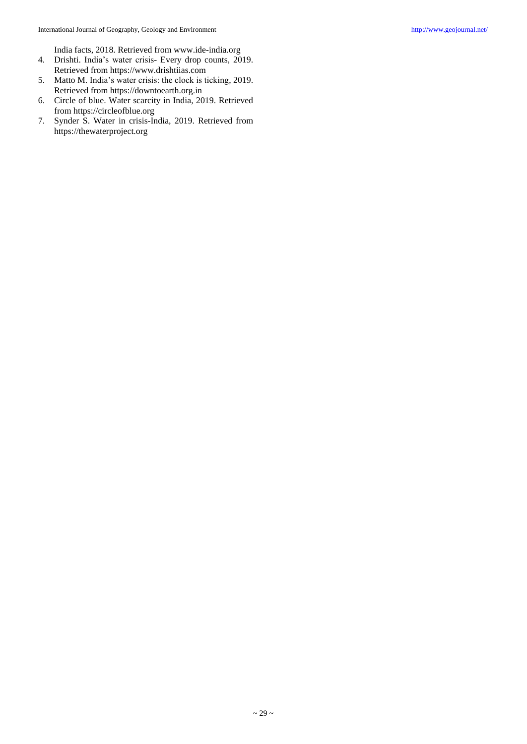India facts, 2018. Retrieved from www.ide-india.org

4. Drishti. India's water crisis- Every drop counts, 2019. Retrieved from https://www.drishtiias.com
5. Matto M. India's water crisis: the clock is ticking, 2019. Retrieved from https://downtoearth.org.in
6. Circle of blue. Water scarcity in India, 2019. Retrieved from https://circleofblue.org
7. Synder S. Water in crisis-India, 2019. Retrieved from https://thewaterproject.org